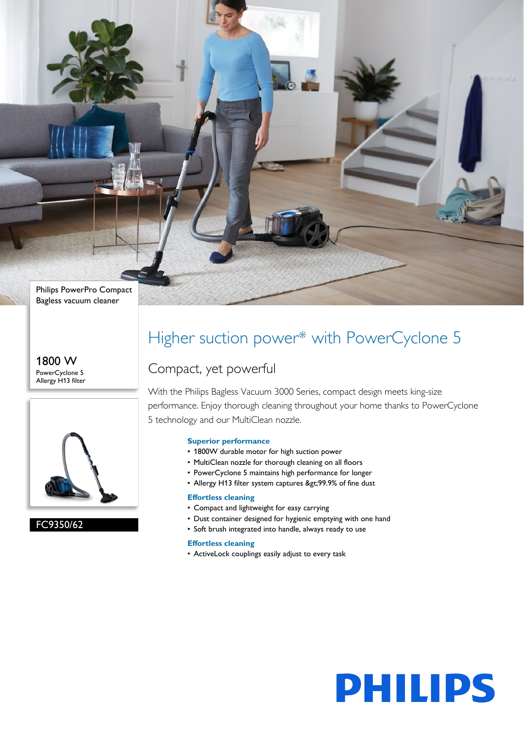Philips PowerPro Compact
Bagless vacuum cleaner

1800 W
PowerCyclone 5
Allergy H13 filter

FC9350/62

# Higher suction power* with PowerCyclone 5

## Compact, yet powerful

With the Philips Bagless Vacuum 3000 Series, compact design meets king-size performance. Enjoy thorough cleaning throughout your home thanks to PowerCyclone 5 technology and our MultiClean nozzle.

### Superior performance

- 1800W durable motor for high suction power
- MultiClean nozzle for thorough cleaning on all floors
- PowerCyclone 5 maintains high performance for longer
- Allergy H13 filter system captures &gt;99.9% of fine dust

### Effortless cleaning

- Compact and lightweight for easy carrying
- Dust container designed for hygienic emptying with one hand
- Soft brush integrated into handle, always ready to use

### Effortless cleaning

- ActiveLock couplings easily adjust to every task

PHILIPS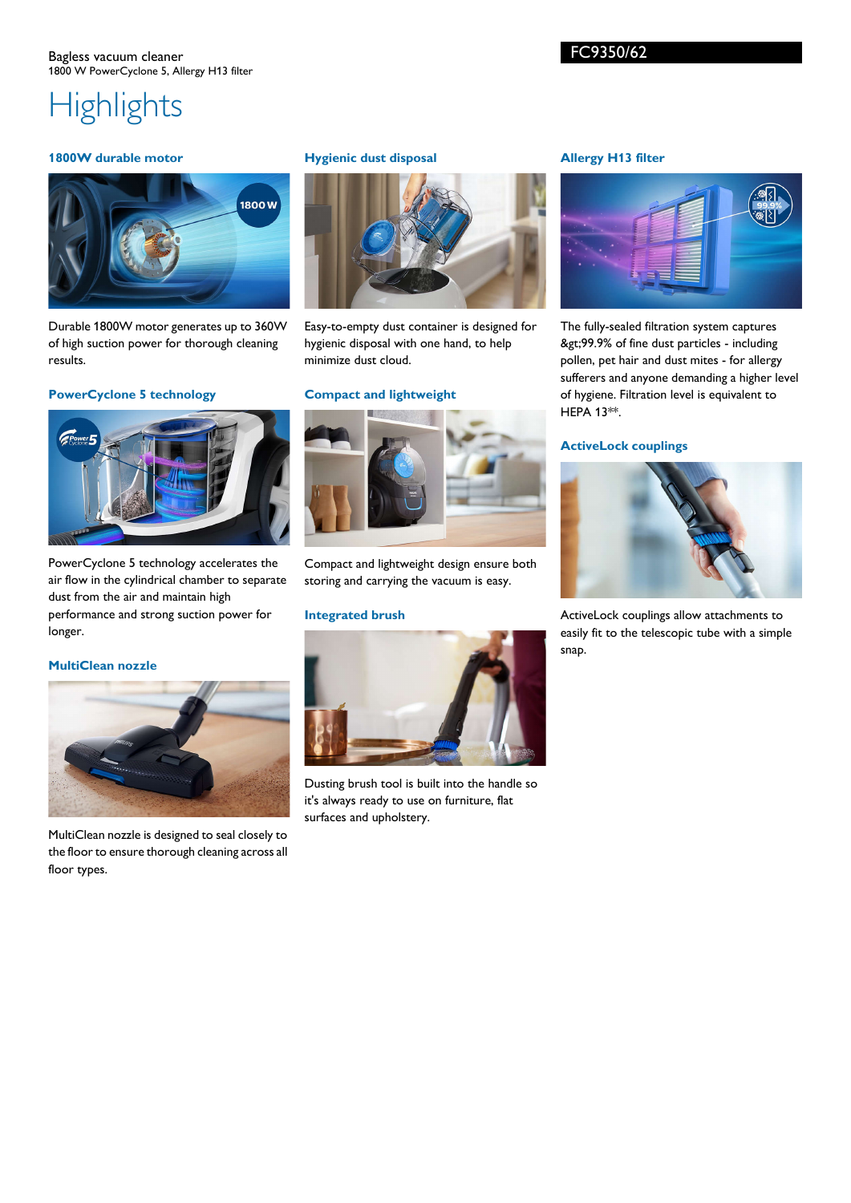Bagless vacuum cleaner
1800 W PowerCyclone 5, Allergy H13 filter

FC9350/62

# Highlights

### 1800W durable motor

Durable 1800W motor generates up to 360W of high suction power for thorough cleaning results.

### PowerCyclone 5 technology

PowerCyclone 5 technology accelerates the air flow in the cylindrical chamber to separate dust from the air and maintain high performance and strong suction power for longer.

### MultiClean nozzle

MultiClean nozzle is designed to seal closely to the floor to ensure thorough cleaning across all floor types.

### Hygienic dust disposal

Easy-to-empty dust container is designed for hygienic disposal with one hand, to help minimize dust cloud.

### Compact and lightweight

Compact and lightweight design ensure both storing and carrying the vacuum is easy.

### Integrated brush

Dusting brush tool is built into the handle so it's always ready to use on furniture, flat surfaces and upholstery.

### Allergy H13 filter

The fully-sealed filtration system captures &gt;99.9% of fine dust particles - including pollen, pet hair and dust mites - for allergy sufferers and anyone demanding a higher level of hygiene. Filtration level is equivalent to HEPA 13**.

### ActiveLock couplings

ActiveLock couplings allow attachments to easily fit to the telescopic tube with a simple snap.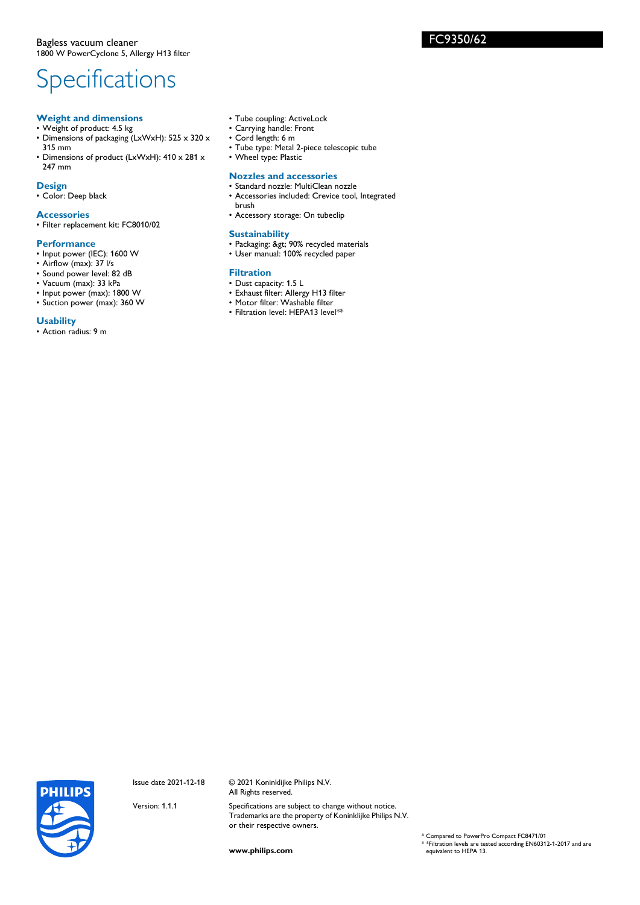Bagless vacuum cleaner
1800 W PowerCyclone 5, Allergy H13 filter

FC9350/62

# Specifications

### Weight and dimensions
- Weight of product: 4.5 kg
- Dimensions of packaging (LxWxH): 525 x 320 x 315 mm
- Dimensions of product (LxWxH): 410 x 281 x 247 mm

### Design
- Color: Deep black

### Accessories
- Filter replacement kit: FC8010/02

### Performance
- Input power (IEC): 1600 W
- Airflow (max): 37 l/s
- Sound power level: 82 dB
- Vacuum (max): 33 kPa
- Input power (max): 1800 W
- Suction power (max): 360 W

### Usability
- Action radius: 9 m
- Tube coupling: ActiveLock
- Carrying handle: Front
- Cord length: 6 m
- Tube type: Metal 2-piece telescopic tube
- Wheel type: Plastic

### Nozzles and accessories
- Standard nozzle: MultiClean nozzle
- Accessories included: Crevice tool, Integrated brush
- Accessory storage: On tubeclip

### Sustainability
- Packaging: &gt; 90% recycled materials
- User manual: 100% recycled paper

### Filtration
- Dust capacity: 1.5 L
- Exhaust filter: Allergy H13 filter
- Motor filter: Washable filter
- Filtration level: HEPA13 level**

Issue date 2021-12-18

Version: 1.1.1

© 2021 Koninklijke Philips N.V.
All Rights reserved.

Specifications are subject to change without notice. Trademarks are the property of Koninklijke Philips N.V. or their respective owners.

**www.philips.com**

* Compared to PowerPro Compact FC8471/01
* *Filtration levels are tested according EN60312-1-2017 and are equivalent to HEPA 13.